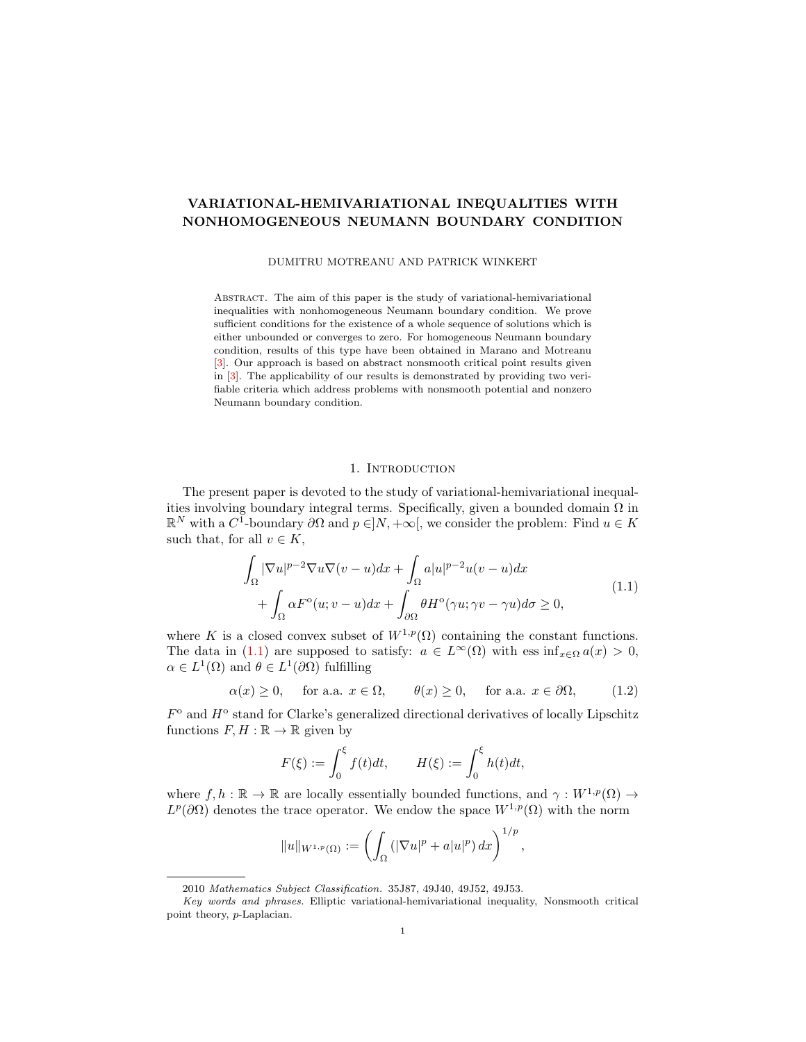# VARIATIONAL-HEMIVARIATIONAL INEQUALITIES WITH NONHOMOGENEOUS NEUMANN BOUNDARY CONDITION

DUMITRU MOTREANU AND PATRICK WINKERT

Abstract. The aim of this paper is the study of variational-hemivariational inequalities with nonhomogeneous Neumann boundary condition. We prove sufficient conditions for the existence of a whole sequence of solutions which is either unbounded or converges to zero. For homogeneous Neumann boundary condition, results of this type have been obtained in Marano and Motreanu [3]. Our approach is based on abstract nonsmooth critical point results given in [3]. The applicability of our results is demonstrated by providing two verifiable criteria which address problems with nonsmooth potential and nonzero Neumann boundary condition.

## 1. Introduction

The present paper is devoted to the study of variational-hemivariational inequalities involving boundary integral terms. Specifically, given a bounded domain $\Omega$ in $\mathbb{R}^N$ with a $C^1$-boundary $\partial\Omega$ and $p \in ]N, +\infty[$, we consider the problem: Find $u \in K$ such that, for all $v \in K$,

$$
\begin{aligned}
&\int_\Omega |\nabla u|^{p-2}\nabla u \nabla(v-u)dx + \int_\Omega a|u|^{p-2}u(v-u)dx \\
&\quad + \int_\Omega \alpha F^{\mathrm{o}}(u; v-u)dx + \int_{\partial\Omega} \theta H^{\mathrm{o}}(\gamma u; \gamma v - \gamma u)d\sigma \geq 0,
\end{aligned}
\tag{1.1}
$$

where $K$ is a closed convex subset of $W^{1,p}(\Omega)$ containing the constant functions. The data in (1.1) are supposed to satisfy: $a \in L^\infty(\Omega)$ with $\operatorname{ess\,inf}_{x\in\Omega} a(x) > 0$, $\alpha \in L^1(\Omega)$ and $\theta \in L^1(\partial\Omega)$ fulfilling

$$
\alpha(x) \geq 0, \quad \text{for a.a. } x \in \Omega, \qquad \theta(x) \geq 0, \quad \text{for a.a. } x \in \partial\Omega, \tag{1.2}
$$

$F^{\mathrm{o}}$ and $H^{\mathrm{o}}$ stand for Clarke's generalized directional derivatives of locally Lipschitz functions $F, H : \mathbb{R} \to \mathbb{R}$ given by

$$
F(\xi) := \int_0^\xi f(t)dt, \qquad H(\xi) := \int_0^\xi h(t)dt,
$$

where $f, h : \mathbb{R} \to \mathbb{R}$ are locally essentially bounded functions, and $\gamma : W^{1,p}(\Omega) \to L^p(\partial\Omega)$ denotes the trace operator. We endow the space $W^{1,p}(\Omega)$ with the norm

$$
\|u\|_{W^{1,p}(\Omega)} := \left( \int_\Omega \left( |\nabla u|^p + a|u|^p \right) dx \right)^{1/p},
$$

---

2010 *Mathematics Subject Classification.* 35J87, 49J40, 49J52, 49J53.

*Key words and phrases.* Elliptic variational-hemivariational inequality, Nonsmooth critical point theory, $p$-Laplacian.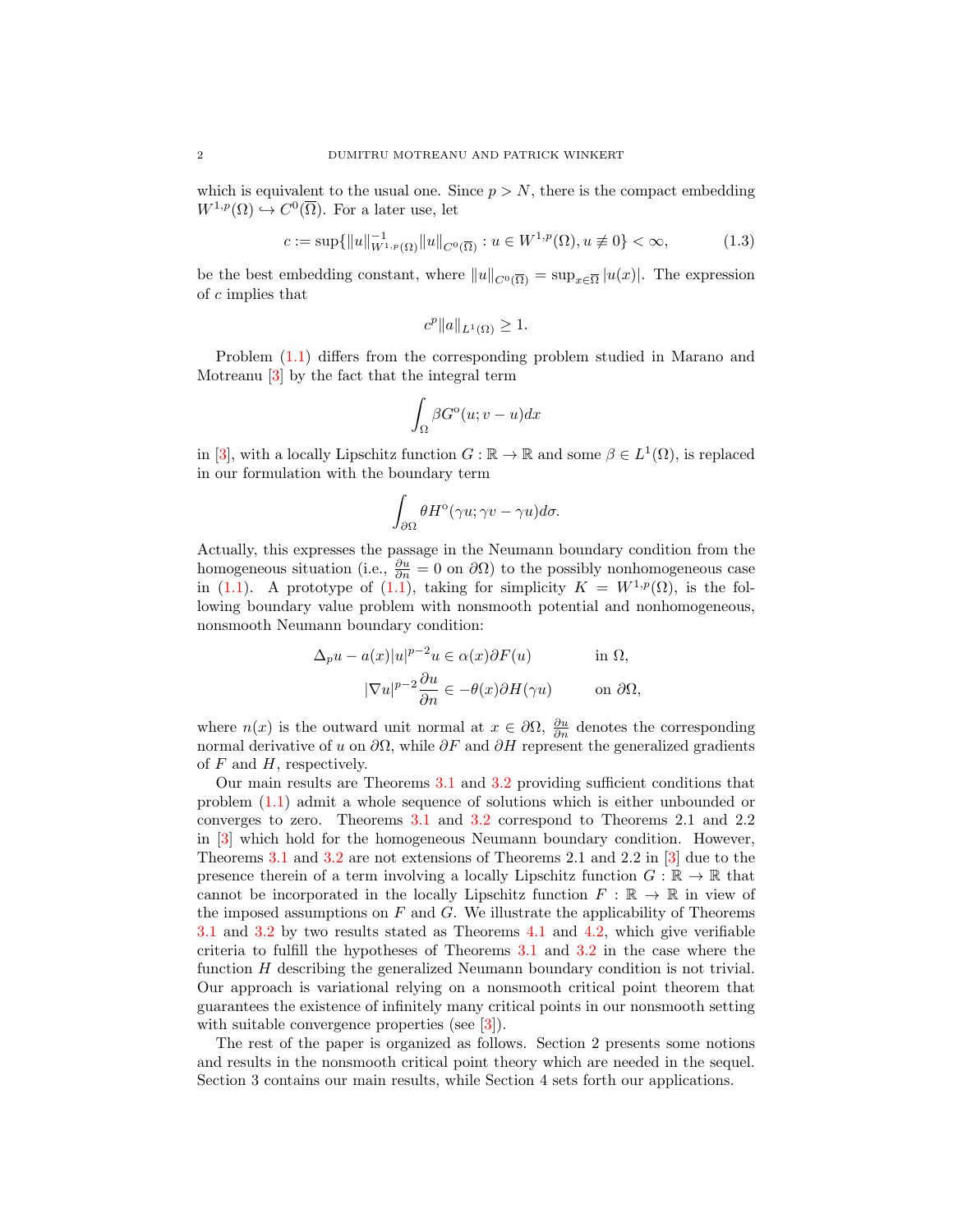which is equivalent to the usual one. Since $p > N$, there is the compact embedding $W^{1,p}(\Omega) \hookrightarrow C^0(\overline{\Omega})$. For a later use, let

$$c := \sup\{\|u\|_{W^{1,p}(\Omega)}^{-1}\|u\|_{C^0(\overline{\Omega})} : u \in W^{1,p}(\Omega), u \not\equiv 0\} < \infty, \tag{1.3}$$

be the best embedding constant, where $\|u\|_{C^0(\overline{\Omega})} = \sup_{x\in\overline{\Omega}} |u(x)|$. The expression of $c$ implies that

$$c^p \|a\|_{L^1(\Omega)} \geq 1.$$

Problem (1.1) differs from the corresponding problem studied in Marano and Motreanu [3] by the fact that the integral term

$$\int_\Omega \beta G^o(u; v-u)dx$$

in [3], with a locally Lipschitz function $G : \mathbb{R} \to \mathbb{R}$ and some $\beta \in L^1(\Omega)$, is replaced in our formulation with the boundary term

$$\int_{\partial\Omega} \theta H^o(\gamma u; \gamma v - \gamma u)d\sigma.$$

Actually, this expresses the passage in the Neumann boundary condition from the homogeneous situation (i.e., $\frac{\partial u}{\partial n} = 0$ on $\partial\Omega$) to the possibly nonhomogeneous case in (1.1). A prototype of (1.1), taking for simplicity $K = W^{1,p}(\Omega)$, is the following boundary value problem with nonsmooth potential and nonhomogeneous, nonsmooth Neumann boundary condition:

$$\begin{aligned} \Delta_p u - a(x)|u|^{p-2}u &\in \alpha(x)\partial F(u) && \text{in } \Omega, \\ |\nabla u|^{p-2}\frac{\partial u}{\partial n} &\in -\theta(x)\partial H(\gamma u) && \text{on } \partial\Omega, \end{aligned}$$

where $n(x)$ is the outward unit normal at $x \in \partial\Omega$, $\frac{\partial u}{\partial n}$ denotes the corresponding normal derivative of $u$ on $\partial\Omega$, while $\partial F$ and $\partial H$ represent the generalized gradients of $F$ and $H$, respectively.

Our main results are Theorems 3.1 and 3.2 providing sufficient conditions that problem (1.1) admit a whole sequence of solutions which is either unbounded or converges to zero. Theorems 3.1 and 3.2 correspond to Theorems 2.1 and 2.2 in [3] which hold for the homogeneous Neumann boundary condition. However, Theorems 3.1 and 3.2 are not extensions of Theorems 2.1 and 2.2 in [3] due to the presence therein of a term involving a locally Lipschitz function $G : \mathbb{R} \to \mathbb{R}$ that cannot be incorporated in the locally Lipschitz function $F : \mathbb{R} \to \mathbb{R}$ in view of the imposed assumptions on $F$ and $G$. We illustrate the applicability of Theorems 3.1 and 3.2 by two results stated as Theorems 4.1 and 4.2, which give verifiable criteria to fulfill the hypotheses of Theorems 3.1 and 3.2 in the case where the function $H$ describing the generalized Neumann boundary condition is not trivial. Our approach is variational relying on a nonsmooth critical point theorem that guarantees the existence of infinitely many critical points in our nonsmooth setting with suitable convergence properties (see [3]).

The rest of the paper is organized as follows. Section 2 presents some notions and results in the nonsmooth critical point theory which are needed in the sequel. Section 3 contains our main results, while Section 4 sets forth our applications.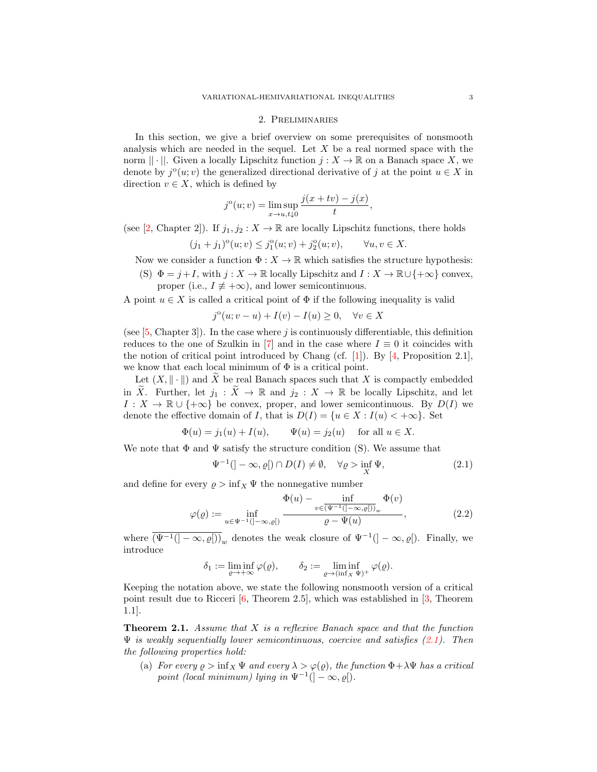## 2. Preliminaries

In this section, we give a brief overview on some prerequisites of nonsmooth analysis which are needed in the sequel. Let $X$ be a real normed space with the norm $||\cdot||$. Given a locally Lipschitz function $j : X \to \mathbb{R}$ on a Banach space $X$, we denote by $j^{\mathrm{o}}(u; v)$ the generalized directional derivative of $j$ at the point $u \in X$ in direction $v \in X$, which is defined by

$$j^{\mathrm{o}}(u; v) = \limsup_{x \to u, t \downarrow 0} \frac{j(x + tv) - j(x)}{t},$$

(see [2, Chapter 2]). If $j_1, j_2 : X \to \mathbb{R}$ are locally Lipschitz functions, there holds

$$(j_1 + j_1)^{\mathrm{o}}(u; v) \le j_1^{\mathrm{o}}(u; v) + j_2^{\mathrm{o}}(u; v), \qquad \forall u, v \in X.$$

Now we consider a function $\Phi : X \to \mathbb{R}$ which satisfies the structure hypothesis:

(S) $\Phi = j + I$, with $j : X \to \mathbb{R}$ locally Lipschitz and $I : X \to \mathbb{R} \cup \{+\infty\}$ convex, proper (i.e., $I \not\equiv +\infty$), and lower semicontinuous.

A point $u \in X$ is called a critical point of $\Phi$ if the following inequality is valid

$$j^{\mathrm{o}}(u; v - u) + I(v) - I(u) \ge 0, \quad \forall v \in X$$

(see [5, Chapter 3]). In the case where $j$ is continuously differentiable, this definition reduces to the one of Szulkin in [7] and in the case where $I \equiv 0$ it coincides with the notion of critical point introduced by Chang (cf. [1]). By [4, Proposition 2.1], we know that each local minimum of $\Phi$ is a critical point.

Let $(X, \|\cdot\|)$ and $\widetilde{X}$ be real Banach spaces such that $X$ is compactly embedded in $\widetilde{X}$. Further, let $j_1 : \widetilde{X} \to \mathbb{R}$ and $j_2 : X \to \mathbb{R}$ be locally Lipschitz, and let $I : X \to \mathbb{R} \cup \{+\infty\}$ be convex, proper, and lower semicontinuous. By $D(I)$ we denote the effective domain of $I$, that is $D(I) = \{u \in X : I(u) < +\infty\}$. Set

$$\Phi(u) = j_1(u) + I(u), \qquad \Psi(u) = j_2(u) \quad \text{for all } u \in X.$$

We note that $\Phi$ and $\Psi$ satisfy the structure condition (S). We assume that

$$\Psi^{-1}(]-\infty, \varrho[) \cap D(I) \neq \emptyset, \quad \forall \varrho > \inf_X \Psi, \tag{2.1}$$

and define for every $\varrho > \inf_X \Psi$ the nonnegative number

$$\varphi(\varrho) := \inf_{u \in \Psi^{-1}(]-\infty, \varrho[)} \frac{\Phi(u) - \displaystyle\inf_{v \in \overline{(\Psi^{-1}(]-\infty,\varrho[))}_w} \Phi(v)}{\varrho - \Psi(u)}, \tag{2.2}$$

where $\overline{(\Psi^{-1}(]-\infty, \varrho[))}_w$ denotes the weak closure of $\Psi^{-1}(]-\infty, \varrho[)$. Finally, we introduce

$$\delta_1 := \liminf_{\varrho \to +\infty} \varphi(\varrho), \qquad \delta_2 := \liminf_{\varrho \to (\inf_X \Psi)^+} \varphi(\varrho).$$

Keeping the notation above, we state the following nonsmooth version of a critical point result due to Ricceri [6, Theorem 2.5], which was established in [3, Theorem 1.1].

**Theorem 2.1.** *Assume that $X$ is a reflexive Banach space and that the function $\Psi$ is weakly sequentially lower semicontinuous, coercive and satisfies (2.1). Then the following properties hold:*

(a) *For every $\varrho > \inf_X \Psi$ and every $\lambda > \varphi(\varrho)$, the function $\Phi + \lambda\Psi$ has a critical point (local minimum) lying in $\Psi^{-1}(]-\infty, \varrho[)$.*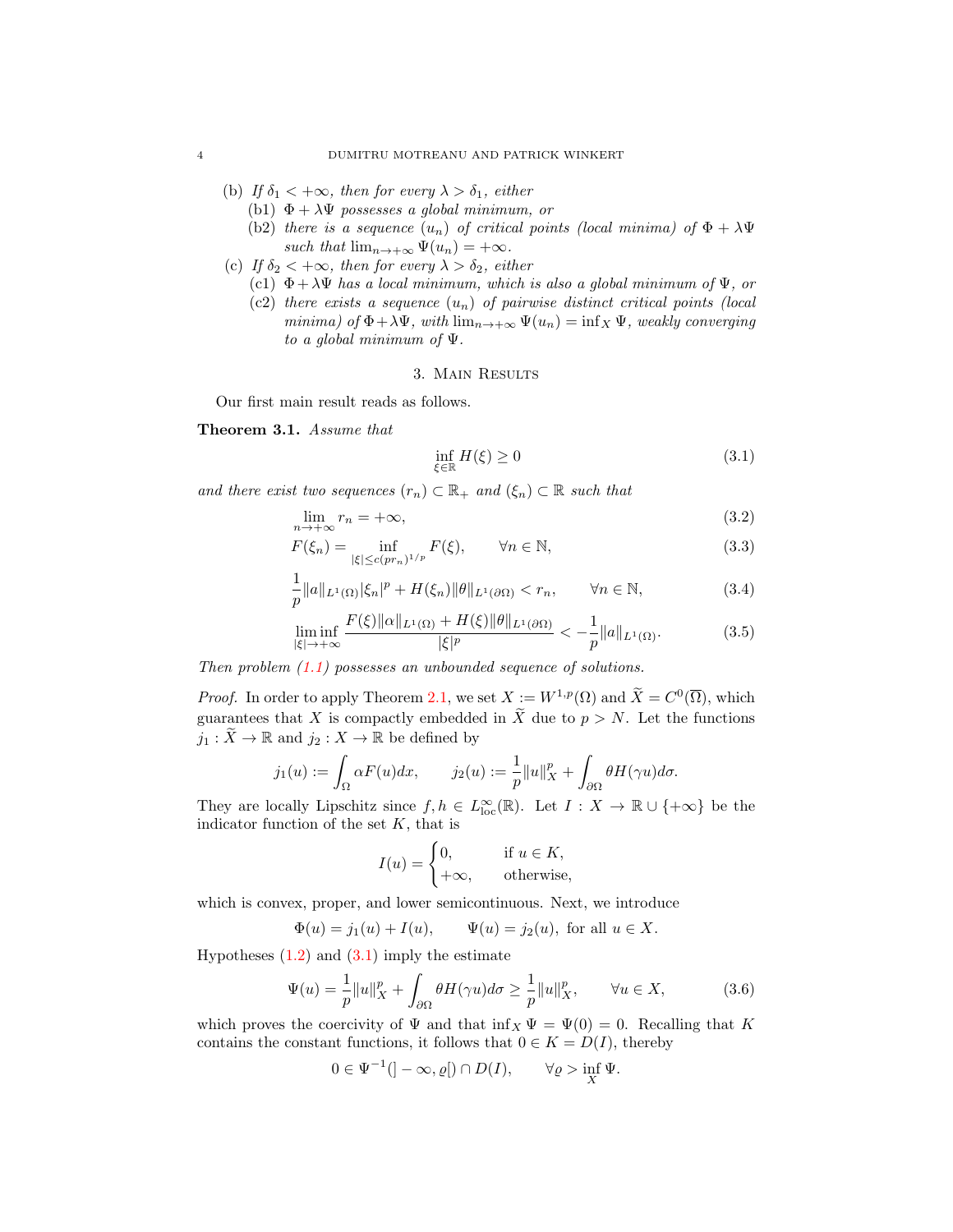(b) *If $\delta_1 < +\infty$, then for every $\lambda > \delta_1$, either*
  (b1) *$\Phi + \lambda\Psi$ possesses a global minimum, or*
  (b2) *there is a sequence $(u_n)$ of critical points (local minima) of $\Phi + \lambda\Psi$ such that $\lim_{n\to+\infty} \Psi(u_n) = +\infty$.*

(c) *If $\delta_2 < +\infty$, then for every $\lambda > \delta_2$, either*
  (c1) *$\Phi + \lambda\Psi$ has a local minimum, which is also a global minimum of $\Psi$, or*
  (c2) *there exists a sequence $(u_n)$ of pairwise distinct critical points (local minima) of $\Phi + \lambda\Psi$, with $\lim_{n\to+\infty} \Psi(u_n) = \inf_X \Psi$, weakly converging to a global minimum of $\Psi$.*

## 3. Main Results

Our first main result reads as follows.

**Theorem 3.1.** *Assume that*

$$\inf_{\xi\in\mathbb{R}} H(\xi) \geq 0 \tag{3.1}$$

*and there exist two sequences $(r_n) \subset \mathbb{R}_+$ and $(\xi_n) \subset \mathbb{R}$ such that*

$$\lim_{n\to+\infty} r_n = +\infty, \tag{3.2}$$

$$F(\xi_n) = \inf_{|\xi|\leq c(pr_n)^{1/p}} F(\xi), \qquad \forall n \in \mathbb{N}, \tag{3.3}$$

$$\frac{1}{p}\|a\|_{L^1(\Omega)}|\xi_n|^p + H(\xi_n)\|\theta\|_{L^1(\partial\Omega)} < r_n, \qquad \forall n \in \mathbb{N}, \tag{3.4}$$

$$\liminf_{|\xi|\to+\infty} \frac{F(\xi)\|\alpha\|_{L^1(\Omega)} + H(\xi)\|\theta\|_{L^1(\partial\Omega)}}{|\xi|^p} < -\frac{1}{p}\|a\|_{L^1(\Omega)}. \tag{3.5}$$

*Then problem (1.1) possesses an unbounded sequence of solutions.*

*Proof.* In order to apply Theorem 2.1, we set $X := W^{1,p}(\Omega)$ and $\widetilde{X} = C^0(\overline{\Omega})$, which guarantees that $X$ is compactly embedded in $\widetilde{X}$ due to $p > N$. Let the functions $j_1 : \widetilde{X} \to \mathbb{R}$ and $j_2 : X \to \mathbb{R}$ be defined by

$$j_1(u) := \int_\Omega \alpha F(u)dx, \qquad j_2(u) := \frac{1}{p}\|u\|_X^p + \int_{\partial\Omega} \theta H(\gamma u)d\sigma.$$

They are locally Lipschitz since $f, h \in L^\infty_{\text{loc}}(\mathbb{R})$. Let $I : X \to \mathbb{R} \cup \{+\infty\}$ be the indicator function of the set $K$, that is

$$I(u) = \begin{cases} 0, & \text{if } u \in K, \\ +\infty, & \text{otherwise,} \end{cases}$$

which is convex, proper, and lower semicontinuous. Next, we introduce

$$\Phi(u) = j_1(u) + I(u), \qquad \Psi(u) = j_2(u), \text{ for all } u \in X.$$

Hypotheses (1.2) and (3.1) imply the estimate

$$\Psi(u) = \frac{1}{p}\|u\|_X^p + \int_{\partial\Omega} \theta H(\gamma u)d\sigma \geq \frac{1}{p}\|u\|_X^p, \qquad \forall u \in X, \tag{3.6}$$

which proves the coercivity of $\Psi$ and that $\inf_X \Psi = \Psi(0) = 0$. Recalling that $K$ contains the constant functions, it follows that $0 \in K = D(I)$, thereby

$$0 \in \Psi^{-1}(]-\infty, \varrho[) \cap D(I), \qquad \forall \varrho > \inf_X \Psi.$$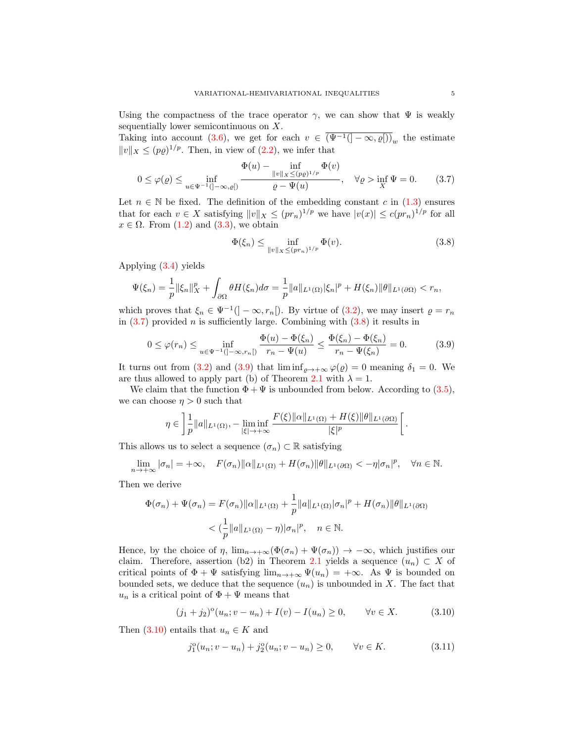Using the compactness of the trace operator $\gamma$, we can show that $\Psi$ is weakly sequentially lower semicontinuous on $X$.
Taking into account (3.6), we get for each $v \in \overline{(\Psi^{-1}(]-\infty,\varrho[))}_w$ the estimate $\|v\|_X \le (p\varrho)^{1/p}$. Then, in view of (2.2), we infer that

$$0 \le \varphi(\varrho) \le \inf_{u\in\Psi^{-1}(]-\infty,\varrho[)} \frac{\Phi(u) - \inf\limits_{\|v\|_X \le (p\varrho)^{1/p}} \Phi(v)}{\varrho - \Psi(u)}, \quad \forall \varrho > \inf_X \Psi = 0. \tag{3.7}$$

Let $n \in \mathbb{N}$ be fixed. The definition of the embedding constant $c$ in (1.3) ensures that for each $v \in X$ satisfying $\|v\|_X \le (pr_n)^{1/p}$ we have $|v(x)| \le c(pr_n)^{1/p}$ for all $x \in \Omega$. From (1.2) and (3.3), we obtain

$$\Phi(\xi_n) \le \inf_{\|v\|_X \le (pr_n)^{1/p}} \Phi(v). \tag{3.8}$$

Applying (3.4) yields

$$\Psi(\xi_n) = \frac{1}{p}\|\xi_n\|_X^p + \int_{\partial\Omega} \theta H(\xi_n) d\sigma = \frac{1}{p}\|a\|_{L^1(\Omega)}|\xi_n|^p + H(\xi_n)\|\theta\|_{L^1(\partial\Omega)} < r_n,$$

which proves that $\xi_n \in \Psi^{-1}(]-\infty, r_n[)$. By virtue of (3.2), we may insert $\varrho = r_n$ in (3.7) provided $n$ is sufficiently large. Combining with (3.8) it results in

$$0 \le \varphi(r_n) \le \inf_{u\in\Psi^{-1}(]-\infty,r_n[)} \frac{\Phi(u) - \Phi(\xi_n)}{r_n - \Psi(u)} \le \frac{\Phi(\xi_n) - \Phi(\xi_n)}{r_n - \Psi(\xi_n)} = 0. \tag{3.9}$$

It turns out from (3.2) and (3.9) that $\liminf_{\varrho\to+\infty} \varphi(\varrho) = 0$ meaning $\delta_1 = 0$. We are thus allowed to apply part (b) of Theorem 2.1 with $\lambda = 1$.

We claim that the function $\Phi + \Psi$ is unbounded from below. According to (3.5), we can choose $\eta > 0$ such that

$$\eta \in \left] \frac{1}{p}\|a\|_{L^1(\Omega)}, -\liminf_{|\xi|\to+\infty} \frac{F(\xi)\|\alpha\|_{L^1(\Omega)} + H(\xi)\|\theta\|_{L^1(\partial\Omega)}}{|\xi|^p} \right[.$$

This allows us to select a sequence $(\sigma_n) \subset \mathbb{R}$ satisfying

$$\lim_{n\to+\infty} |\sigma_n| = +\infty, \quad F(\sigma_n)\|\alpha\|_{L^1(\Omega)} + H(\sigma_n)\|\theta\|_{L^1(\partial\Omega)} < -\eta|\sigma_n|^p, \quad \forall n \in \mathbb{N}.$$

Then we derive

$$\begin{aligned} \Phi(\sigma_n) + \Psi(\sigma_n) &= F(\sigma_n)\|\alpha\|_{L^1(\Omega)} + \frac{1}{p}\|a\|_{L^1(\Omega)}|\sigma_n|^p + H(\sigma_n)\|\theta\|_{L^1(\partial\Omega)} \\ &< (\frac{1}{p}\|a\|_{L^1(\Omega)} - \eta)|\sigma_n|^p, \quad n \in \mathbb{N}. \end{aligned}$$

Hence, by the choice of $\eta$, $\lim_{n\to+\infty}(\Phi(\sigma_n) + \Psi(\sigma_n)) \to -\infty$, which justifies our claim. Therefore, assertion (b2) in Theorem 2.1 yields a sequence $(u_n) \subset X$ of critical points of $\Phi + \Psi$ satisfying $\lim_{n\to+\infty} \Psi(u_n) = +\infty$. As $\Psi$ is bounded on bounded sets, we deduce that the sequence $(u_n)$ is unbounded in $X$. The fact that $u_n$ is a critical point of $\Phi + \Psi$ means that

$$(j_1 + j_2)^{\circ}(u_n; v - u_n) + I(v) - I(u_n) \ge 0, \qquad \forall v \in X. \tag{3.10}$$

Then (3.10) entails that $u_n \in K$ and

$$j_1^{\circ}(u_n; v - u_n) + j_2^{\circ}(u_n; v - u_n) \ge 0, \qquad \forall v \in K. \tag{3.11}$$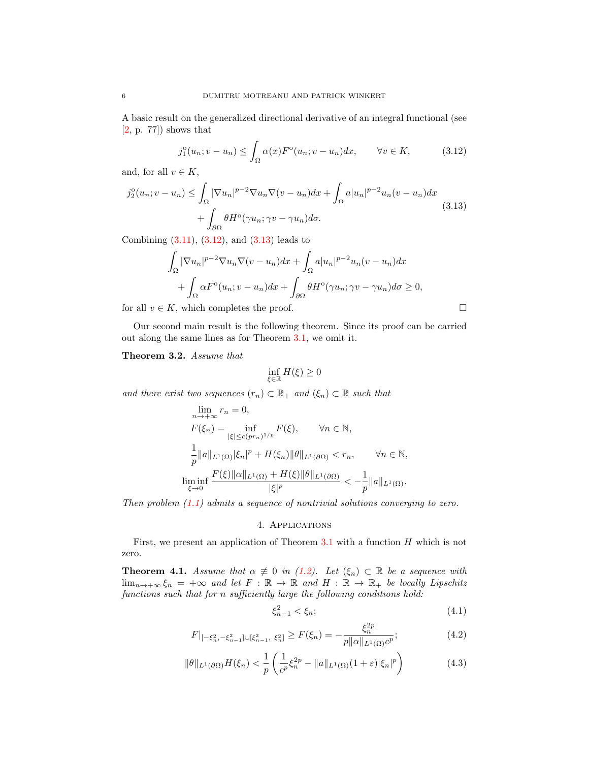A basic result on the generalized directional derivative of an integral functional (see [2, p. 77]) shows that

$$j_1^{\circ}(u_n; v-u_n) \leq \int_\Omega \alpha(x) F^{\circ}(u_n; v-u_n) dx, \qquad \forall v \in K, \tag{3.12}$$

and, for all $v \in K$,

$$\begin{aligned} j_2^{\circ}(u_n; v-u_n) \leq & \int_\Omega |\nabla u_n|^{p-2} \nabla u_n \nabla (v-u_n) dx + \int_\Omega a |u_n|^{p-2} u_n (v-u_n) dx \\ & + \int_{\partial\Omega} \theta H^{\circ}(\gamma u_n; \gamma v - \gamma u_n) d\sigma. \end{aligned} \tag{3.13}$$

Combining (3.11), (3.12), and (3.13) leads to

$$\begin{aligned} & \int_\Omega |\nabla u_n|^{p-2} \nabla u_n \nabla (v-u_n) dx + \int_\Omega a |u_n|^{p-2} u_n (v-u_n) dx \\ & + \int_\Omega \alpha F^{\circ}(u_n; v-u_n) dx + \int_{\partial\Omega} \theta H^{\circ}(\gamma u_n; \gamma v - \gamma u_n) d\sigma \geq 0, \end{aligned}$$

for all $v \in K$, which completes the proof. □

Our second main result is the following theorem. Since its proof can be carried out along the same lines as for Theorem 3.1, we omit it.

**Theorem 3.2.** *Assume that*

$$\inf_{\xi \in \mathbb{R}} H(\xi) \geq 0$$

*and there exist two sequences $(r_n) \subset \mathbb{R}_+$ and $(\xi_n) \subset \mathbb{R}$ such that*

$$\begin{aligned} & \lim_{n \to +\infty} r_n = 0, \\ & F(\xi_n) = \inf_{|\xi| \leq c(pr_n)^{1/p}} F(\xi), \qquad \forall n \in \mathbb{N}, \\ & \frac{1}{p} \|a\|_{L^1(\Omega)} |\xi_n|^p + H(\xi_n) \|\theta\|_{L^1(\partial\Omega)} < r_n, \qquad \forall n \in \mathbb{N}, \\ & \liminf_{\xi \to 0} \frac{F(\xi)\|\alpha\|_{L^1(\Omega)} + H(\xi)\|\theta\|_{L^1(\partial\Omega)}}{|\xi|^p} < -\frac{1}{p} \|a\|_{L^1(\Omega)}. \end{aligned}$$

*Then problem (1.1) admits a sequence of nontrivial solutions converging to zero.*

## 4. Applications

First, we present an application of Theorem 3.1 with a function $H$ which is not zero.

**Theorem 4.1.** *Assume that $\alpha \not\equiv 0$ in (1.2). Let $(\xi_n) \subset \mathbb{R}$ be a sequence with $\lim_{n \to +\infty} \xi_n = +\infty$ and let $F : \mathbb{R} \to \mathbb{R}$ and $H : \mathbb{R} \to \mathbb{R}_+$ be locally Lipschitz functions such that for $n$ sufficiently large the following conditions hold:*

$$\xi_{n-1}^2 < \xi_n; \tag{4.1}$$

$$F|_{[-\xi_n^2, -\xi_{n-1}^2] \cup [\xi_{n-1}^2, \, \xi_n^2]} \geq F(\xi_n) = -\frac{\xi_n^{2p}}{p\|\alpha\|_{L^1(\Omega)} c^p}; \tag{4.2}$$

$$\|\theta\|_{L^1(\partial\Omega)} H(\xi_n) < \frac{1}{p} \left( \frac{1}{c^p} \xi_n^{2p} - \|a\|_{L^1(\Omega)} (1+\varepsilon) |\xi_n|^p \right) \tag{4.3}$$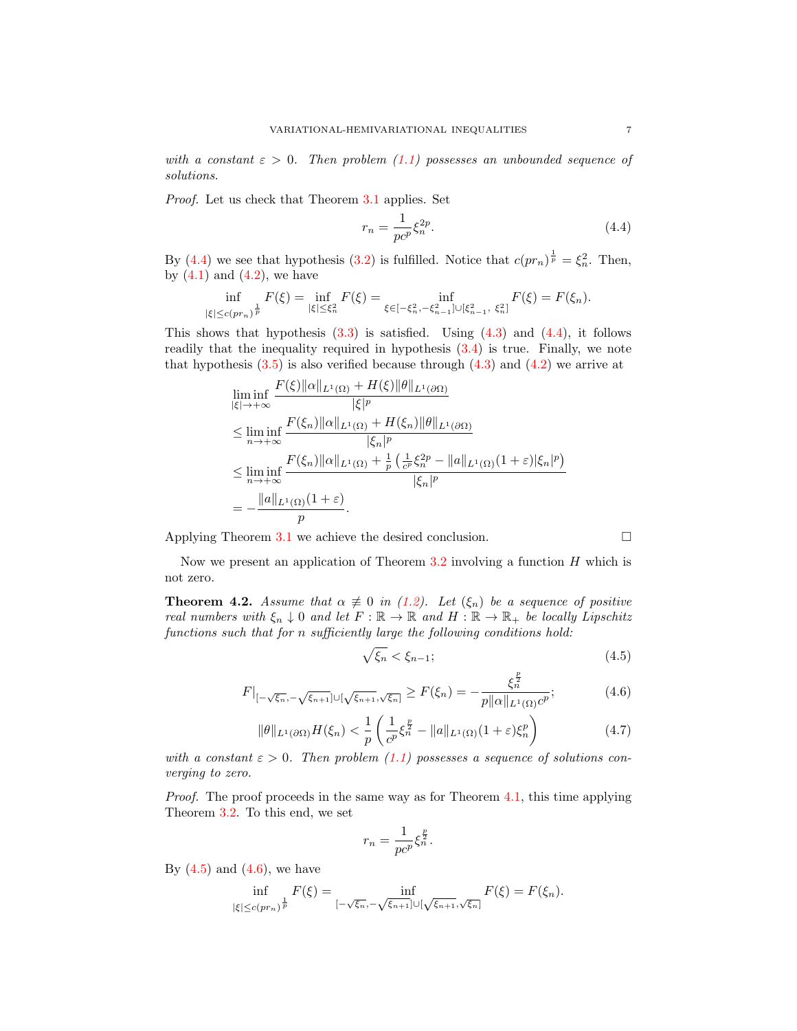*with a constant $\varepsilon > 0$. Then problem (1.1) possesses an unbounded sequence of solutions.*

*Proof.* Let us check that Theorem 3.1 applies. Set

$$r_n = \frac{1}{pc^p}\xi_n^{2p}. \tag{4.4}$$

By (4.4) we see that hypothesis (3.2) is fulfilled. Notice that $c(pr_n)^{\frac{1}{p}} = \xi_n^2$. Then, by (4.1) and (4.2), we have

$$\inf_{|\xi|\le c(pr_n)^{\frac{1}{p}}} F(\xi) = \inf_{|\xi|\le \xi_n^2} F(\xi) = \inf_{\xi\in[-\xi_n^2,-\xi_{n-1}^2]\cup[\xi_{n-1}^2,\ \xi_n^2]} F(\xi) = F(\xi_n).$$

This shows that hypothesis (3.3) is satisfied. Using (4.3) and (4.4), it follows readily that the inequality required in hypothesis (3.4) is true. Finally, we note that hypothesis (3.5) is also verified because through (4.3) and (4.2) we arrive at

$$\begin{aligned}
&\liminf_{|\xi|\to+\infty} \frac{F(\xi)\|\alpha\|_{L^1(\Omega)} + H(\xi)\|\theta\|_{L^1(\partial\Omega)}}{|\xi|^p} \\
&\le \liminf_{n\to+\infty} \frac{F(\xi_n)\|\alpha\|_{L^1(\Omega)} + H(\xi_n)\|\theta\|_{L^1(\partial\Omega)}}{|\xi_n|^p} \\
&\le \liminf_{n\to+\infty} \frac{F(\xi_n)\|\alpha\|_{L^1(\Omega)} + \frac{1}{p}\left(\frac{1}{c^p}\xi_n^{2p} - \|a\|_{L^1(\Omega)}(1+\varepsilon)|\xi_n|^p\right)}{|\xi_n|^p} \\
&= -\frac{\|a\|_{L^1(\Omega)}(1+\varepsilon)}{p}.
\end{aligned}$$

Applying Theorem 3.1 we achieve the desired conclusion. □

Now we present an application of Theorem 3.2 involving a function $H$ which is not zero.

**Theorem 4.2.** *Assume that $\alpha \not\equiv 0$ in (1.2). Let $(\xi_n)$ be a sequence of positive real numbers with $\xi_n \downarrow 0$ and let $F : \mathbb{R} \to \mathbb{R}$ and $H : \mathbb{R} \to \mathbb{R}_+$ be locally Lipschitz functions such that for $n$ sufficiently large the following conditions hold:*

$$\sqrt{\xi_n} < \xi_{n-1}; \tag{4.5}$$

$$F|_{[-\sqrt{\xi_n},-\sqrt{\xi_{n+1}}]\cup[\sqrt{\xi_{n+1}},\sqrt{\xi_n}]} \ge F(\xi_n) = -\frac{\xi_n^{\frac{p}{2}}}{p\|\alpha\|_{L^1(\Omega)}c^p}; \tag{4.6}$$

$$\|\theta\|_{L^1(\partial\Omega)}H(\xi_n) < \frac{1}{p}\left(\frac{1}{c^p}\xi_n^{\frac{p}{2}} - \|a\|_{L^1(\Omega)}(1+\varepsilon)\xi_n^p\right) \tag{4.7}$$

*with a constant $\varepsilon > 0$. Then problem (1.1) possesses a sequence of solutions converging to zero.*

*Proof.* The proof proceeds in the same way as for Theorem 4.1, this time applying Theorem 3.2. To this end, we set

$$r_n = \frac{1}{pc^p}\xi_n^{\frac{p}{2}}.$$

By (4.5) and (4.6), we have

$$\inf_{|\xi|\le c(pr_n)^{\frac{1}{p}}} F(\xi) = \inf_{[-\sqrt{\xi_n},-\sqrt{\xi_{n+1}}]\cup[\sqrt{\xi_{n+1}},\sqrt{\xi_n}]} F(\xi) = F(\xi_n).$$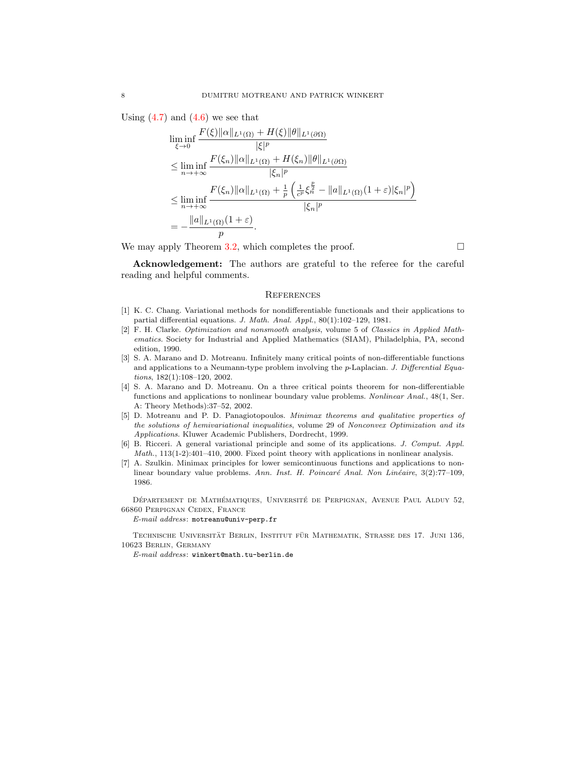Using (4.7) and (4.6) we see that

$$
\begin{aligned}
&\liminf_{\xi \to 0} \frac{F(\xi)\|\alpha\|_{L^1(\Omega)} + H(\xi)\|\theta\|_{L^1(\partial\Omega)}}{|\xi|^p} \\
&\leq \liminf_{n \to +\infty} \frac{F(\xi_n)\|\alpha\|_{L^1(\Omega)} + H(\xi_n)\|\theta\|_{L^1(\partial\Omega)}}{|\xi_n|^p} \\
&\leq \liminf_{n \to +\infty} \frac{F(\xi_n)\|\alpha\|_{L^1(\Omega)} + \frac{1}{p}\left(\frac{1}{c^p}\xi_n^{\frac{p}{2}} - \|a\|_{L^1(\Omega)}(1+\varepsilon)|\xi_n|^p\right)}{|\xi_n|^p} \\
&= -\frac{\|a\|_{L^1(\Omega)}(1+\varepsilon)}{p}.
\end{aligned}
$$

We may apply Theorem 3.2, which completes the proof. $\square$

**Acknowledgement:** The authors are grateful to the referee for the careful reading and helpful comments.

## References

[1] K. C. Chang. Variational methods for nondifferentiable functionals and their applications to partial differential equations. *J. Math. Anal. Appl.*, 80(1):102–129, 1981.

[2] F. H. Clarke. *Optimization and nonsmooth analysis*, volume 5 of *Classics in Applied Mathematics*. Society for Industrial and Applied Mathematics (SIAM), Philadelphia, PA, second edition, 1990.

[3] S. A. Marano and D. Motreanu. Infinitely many critical points of non-differentiable functions and applications to a Neumann-type problem involving the $p$-Laplacian. *J. Differential Equations*, 182(1):108–120, 2002.

[4] S. A. Marano and D. Motreanu. On a three critical points theorem for non-differentiable functions and applications to nonlinear boundary value problems. *Nonlinear Anal.*, 48(1, Ser. A: Theory Methods):37–52, 2002.

[5] D. Motreanu and P. D. Panagiotopoulos. *Minimax theorems and qualitative properties of the solutions of hemivariational inequalities*, volume 29 of *Nonconvex Optimization and its Applications*. Kluwer Academic Publishers, Dordrecht, 1999.

[6] B. Ricceri. A general variational principle and some of its applications. *J. Comput. Appl. Math.*, 113(1-2):401–410, 2000. Fixed point theory with applications in nonlinear analysis.

[7] A. Szulkin. Minimax principles for lower semicontinuous functions and applications to nonlinear boundary value problems. *Ann. Inst. H. Poincaré Anal. Non Linéaire*, 3(2):77–109, 1986.

Département de Mathématiques, Université de Perpignan, Avenue Paul Alduy 52, 66860 Perpignan Cedex, France

*E-mail address*: motreanu@univ-perp.fr

Technische Universität Berlin, Institut für Mathematik, Strasse des 17. Juni 136, 10623 Berlin, Germany

*E-mail address*: winkert@math.tu-berlin.de